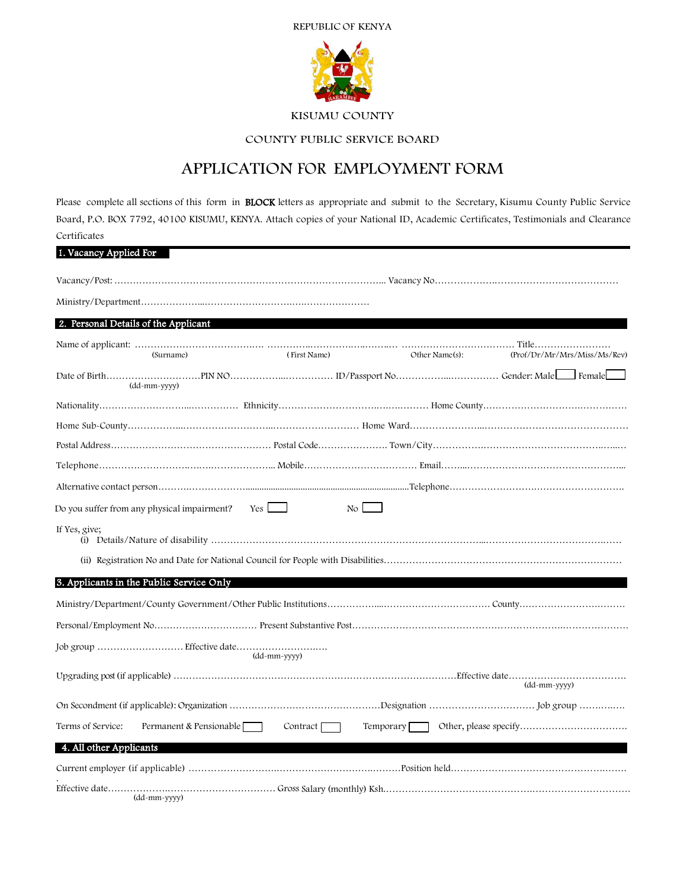REPUBLIC OF KENYA

KISUMU COUNTY

COUNTY PUBLIC SERVICE BOARD

# APPLICATION FOR EMPLOYMENT FORM

Please complete all sections of this form in **BLOCK** letters as appropriate and submit to the Secretary, Kisumu County Public Service Board, P.O. BOX 7792, 40100 KISUMU, KENYA. Attach copies of your National ID, Academic Certificates, Testimonials and Clearance Certificates

## 1. Vacancy Applied For

Vacancy/Post: ……………………………………………………………………………. Vacancy No……………………………………………………

Ministry/Department…………………………………………………………………

## 2. Personal Details of the Applicant

Name of applicant: ………………………………… ………………………………………… ……………………………… Title……………………
(Surname) (First Name) Other Name(s): (Prof/Dr/Mr/Mrs/Miss/Ms/Rev)

Date of Birth…………………………PIN NO………………………………… ID/Passport No………………………………… Gender: Male ☐ Female ☐
(dd-mm-yyyy)

Nationality…………………………………………… Ethnicity…………………………………………… Home County……………………………………………

Home Sub-County……………………………………………………………………… Home Ward……………………………………………………………

Postal Address…………………………………………… Postal Code…………………… Town/City……………………………………………………………

Telephone………………………………………………… Mobile……………………………… Email………………………………………………………

Alternative contact person…………………………………………………………………Telephone…………………………………………………

Do you suffer from any physical impairment? Yes ☐ No ☐

If Yes, give;

(i) Details/Nature of disability ………………………………………………………………………………………………………………………

(ii) Registration No and Date for National Council for People with Disabilities……………………………………………………………

## 3. Applicants in the Public Service Only

Ministry/Department/County Government/Other Public Institutions………………………………………………… County………………………………

Personal/Employment No…………………………… Present Substantive Post……………………………………………………………………………

Job group ……………………… Effective date…………………………
(dd-mm-yyyy)

Upgrading post (if applicable) ………………………………………………………………………………Effective date………………………………
(dd-mm-yyyy)

On Secondment (if applicable): Organization …………………………………………Designation …………………………… Job group ……………

Terms of Service: Permanent & Pensionable ☐ Contract ☐ Temporary ☐ Other, please specify……………………………

## 4. All other Applicants

Current employer (if applicable) ………………………………………………………………Position held………………………………………………

Effective date………………………………………………… Gross Salary (monthly) Ksh……………………………………………………………………
(dd-mm-yyyy)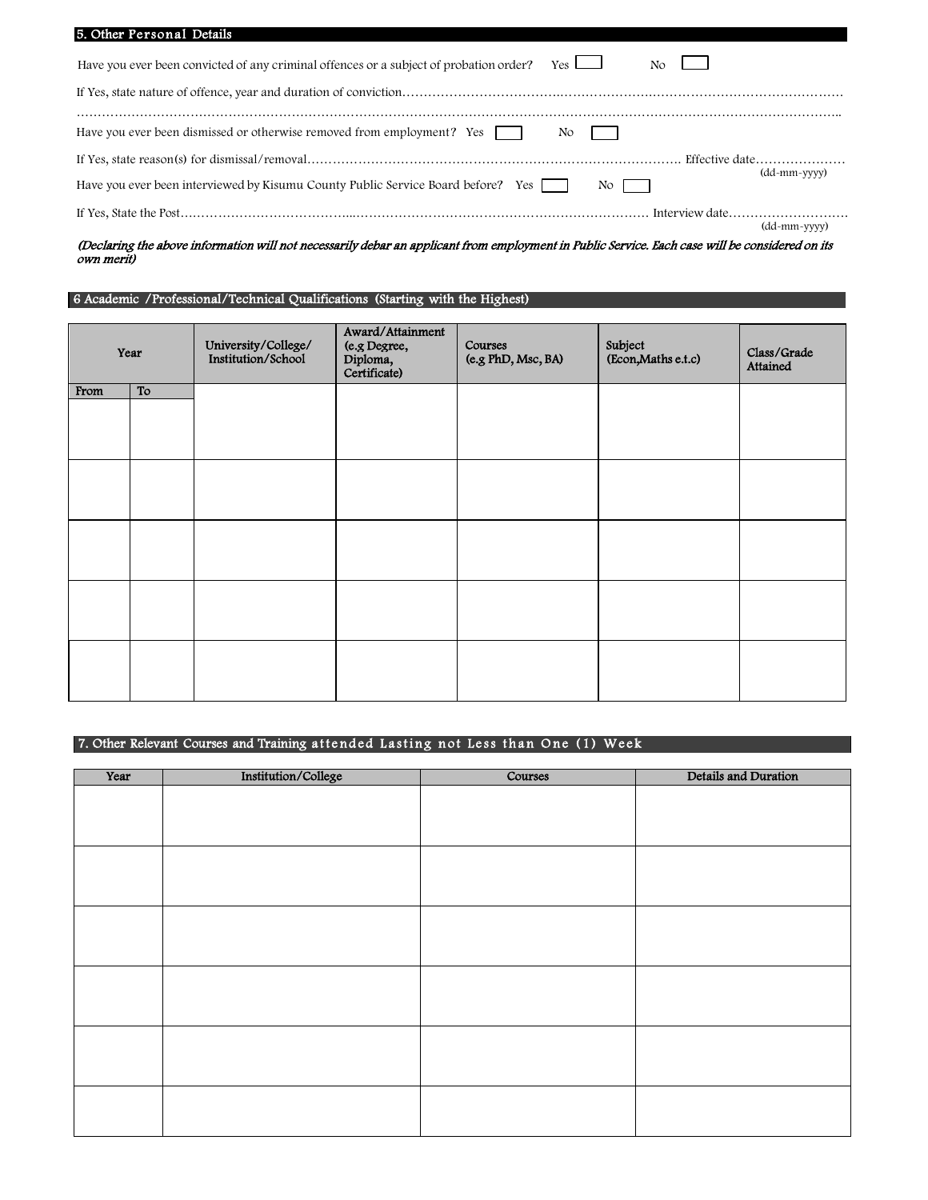## 5. Other Personal Details

Have you ever been convicted of any criminal offences or a subject of probation order? Yes ☐ No ☐

If Yes, state nature of offence, year and duration of conviction……………………………………………………………………………………………………………

……………………………………………………………………………………………………………………………………………………………………………………..

Have you ever been dismissed or otherwise removed from employment? Yes ☐ No ☐

If Yes, state reason(s) for dismissal/removal………………………………………………………………………………. Effective date…………………
(dd-mm-yyyy)

Have you ever been interviewed by Kisumu County Public Service Board before? Yes ☐ No ☐

If Yes, State the Post…………………………………...……………………………………………………………… Interview date………………………
(dd-mm-yyyy)

*(Declaring the above information will not necessarily debar an applicant from employment in Public Service. Each case will be considered on its own merit)*

## 6 Academic /Professional/Technical Qualifications (Starting with the Highest)

| Year | | University/College/ Institution/School | Award/Attainment (e.g Degree, Diploma, Certificate) | Courses (e.g PhD, Msc, BA) | Subject (Econ,Maths e.t.c) | Class/Grade Attained |
|---|---|---|---|---|---|---|
| From | To | | | | | |
| | | | | | | |
| | | | | | | |
| | | | | | | |
| | | | | | | |
| | | | | | | |

## 7. Other Relevant Courses and Training attended Lasting not Less than One (1) Week

| Year | Institution/College | Courses | Details and Duration |
|---|---|---|---|
| | | | |
| | | | |
| | | | |
| | | | |
| | | | |
| | | | |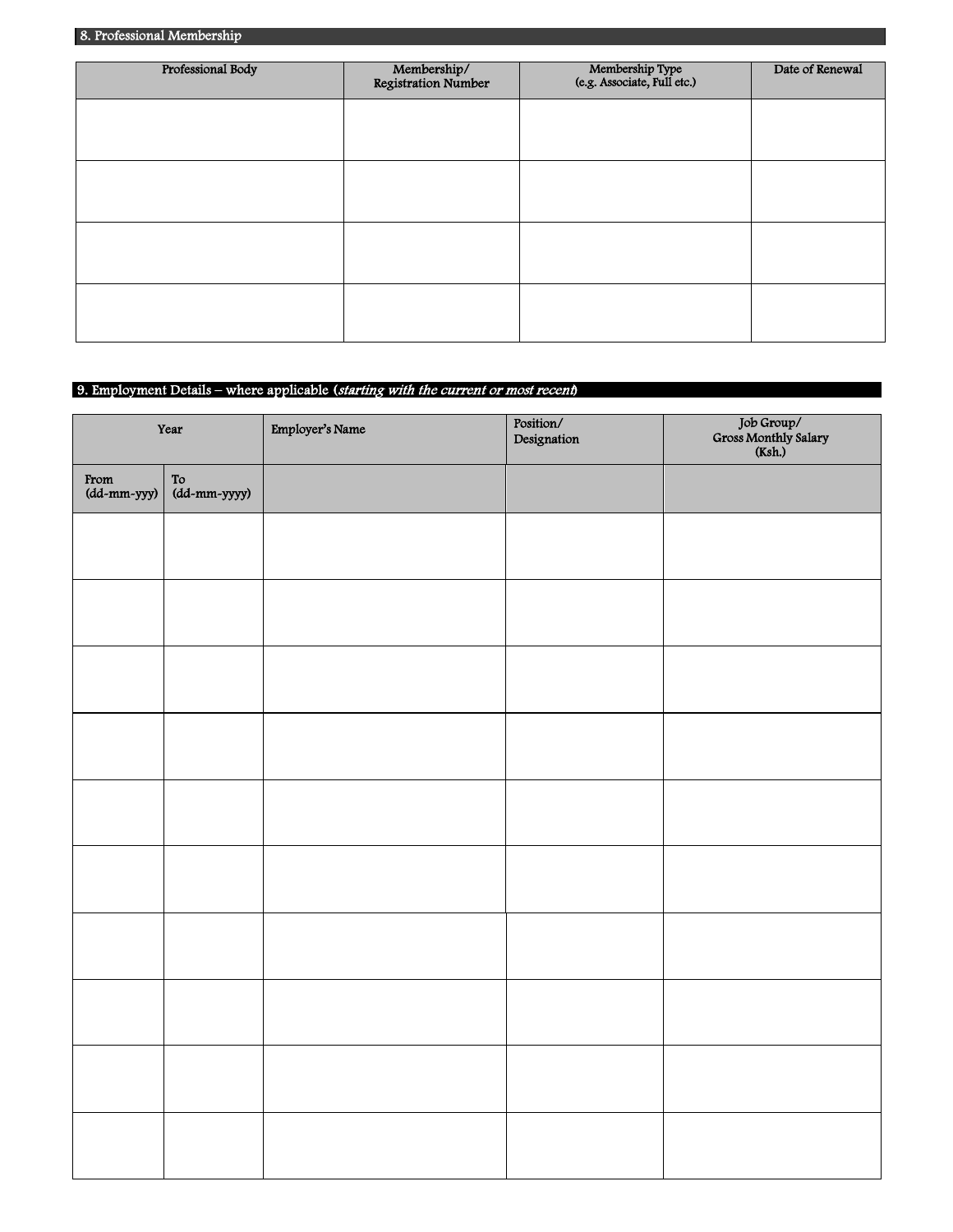## 8. Professional Membership

| Professional Body | Membership/ Registration Number | Membership Type (e.g. Associate, Full etc.) | Date of Renewal |
| --- | --- | --- | --- |
| | | | |
| | | | |
| | | | |
| | | | |

## 9. Employment Details – where applicable (*starting with the current or most recent*)

| Year | | Employer's Name | Position/ Designation | Job Group/ Gross Monthly Salary (Ksh.) |
| --- | --- | --- | --- | --- |
| From (dd-mm-yyy) | To (dd-mm-yyyy) | | | |
| | | | | |
| | | | | |
| | | | | |
| | | | | |
| | | | | |
| | | | | |
| | | | | |
| | | | | |
| | | | | |
| | | | | |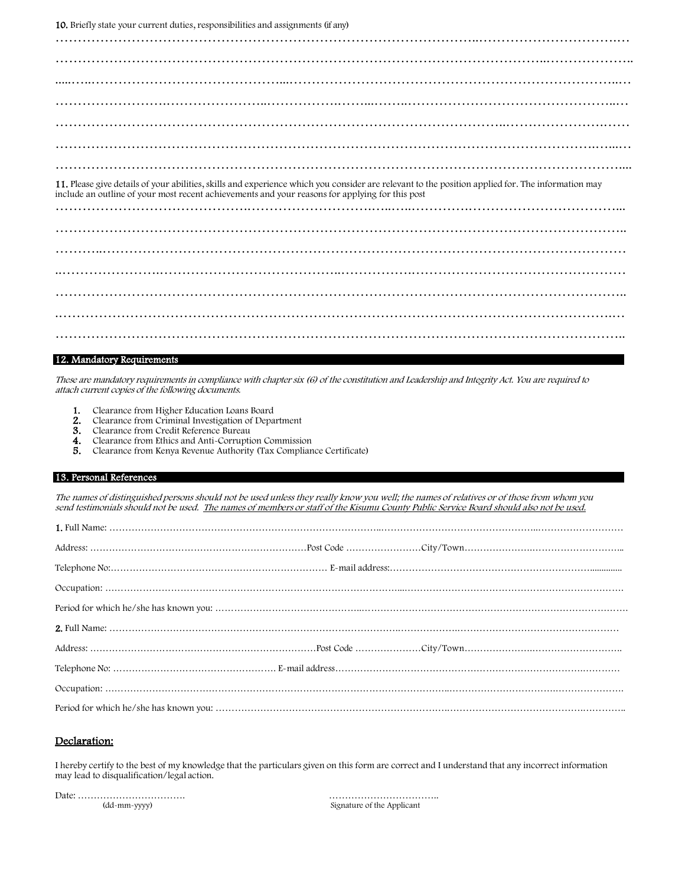**10.** Briefly state your current duties, responsibilities and assignments (if any)

…………………………………………………………………………………………………………………………………

…………………………………………………………………………………………………………………………………

…………………………………………………………………………………………………………………………………

…………………………………………………………………………………………………………………………………

…………………………………………………………………………………………………………………………………

…………………………………………………………………………………………………………………………………

…………………………………………………………………………………………………………………………………

**11.** Please give details of your abilities, skills and experience which you consider are relevant to the position applied for. The information may include an outline of your most recent achievements and your reasons for applying for this post

…………………………………………………………………………………………………………………………………

…………………………………………………………………………………………………………………………………

…………………………………………………………………………………………………………………………………

…………………………………………………………………………………………………………………………………

…………………………………………………………………………………………………………………………………

…………………………………………………………………………………………………………………………………

…………………………………………………………………………………………………………………………………

## 12. Mandatory Requirements

*These are mandatory requirements in compliance with chapter six (6) of the constitution and Leadership and Integrity Act. You are required to attach current copies of the following documents.*

1. Clearance from Higher Education Loans Board
2. Clearance from Criminal Investigation of Department
3. Clearance from Credit Reference Bureau
4. Clearance from Ethics and Anti-Corruption Commission
5. Clearance from Kenya Revenue Authority (Tax Compliance Certificate)

## 13. Personal References

*The names of distinguished persons should not be used unless they really know you well; the names of relatives or of those from whom you send testimonials should not be used. The names of members or staff of the Kisumu County Public Service Board should also not be used.*

**1.** Full Name: ……………………………………………………………………………………………………………

Address: ………………………………………………………………Post Code ……………………City/Town……………………………………

Telephone No:…………………………………………………………… E-mail address:……………………………………………………

Occupation: ……………………………………………………………………………………………………………

Period for which he/she has known you: ……………………………………………………………………………………

**2.** Full Name: ……………………………………………………………………………………………………………

Address: ………………………………………………………………Post Code …………………City/Town……………………………………

Telephone No: …………………………………………… E-mail address……………………………………………………………

Occupation: ……………………………………………………………………………………………………………

Period for which he/she has known you: ……………………………………………………………………………………

## Declaration:

I hereby certify to the best of my knowledge that the particulars given on this form are correct and I understand that any incorrect information may lead to disqualification/legal action.

Date: ……………………………. (dd-mm-yyyy)

…………………………….. Signature of the Applicant